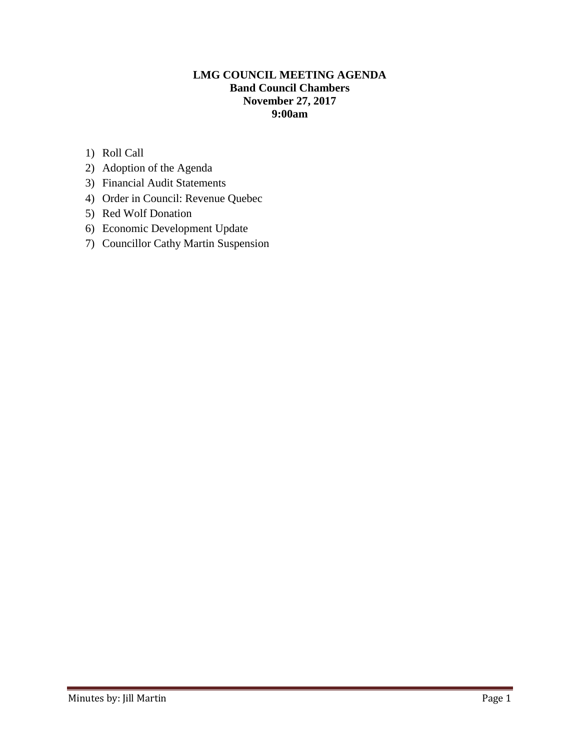**LMG COUNCIL MEETING AGENDA**
**Band Council Chambers**
**November 27, 2017**
**9:00am**

1) Roll Call
2) Adoption of the Agenda
3) Financial Audit Statements
4) Order in Council: Revenue Quebec
5) Red Wolf Donation
6) Economic Development Update
7) Councillor Cathy Martin Suspension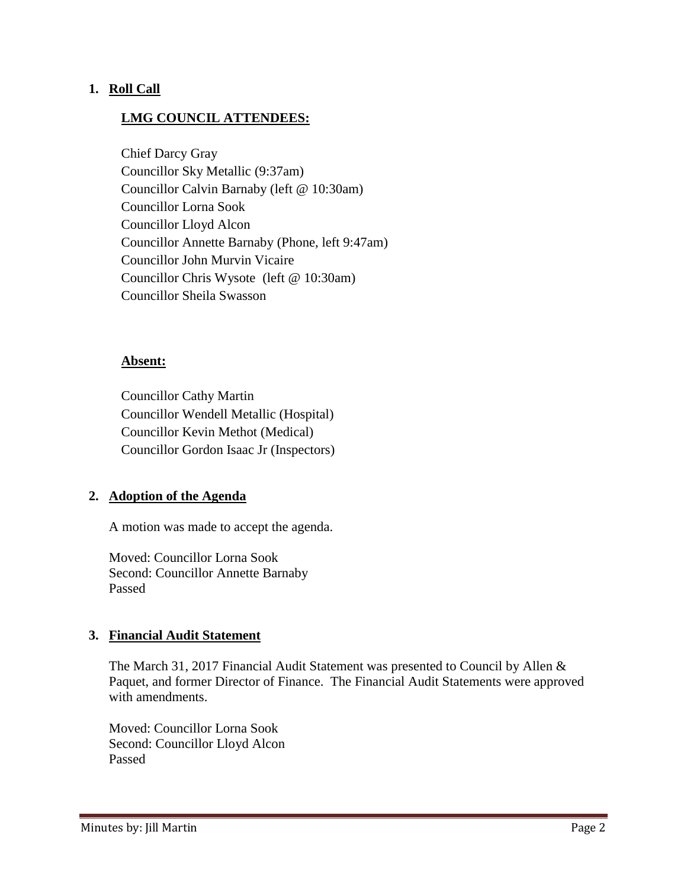## 1. Roll Call

### LMG COUNCIL ATTENDEES:

Chief Darcy Gray
Councillor Sky Metallic (9:37am)
Councillor Calvin Barnaby (left @ 10:30am)
Councillor Lorna Sook
Councillor Lloyd Alcon
Councillor Annette Barnaby (Phone, left 9:47am)
Councillor John Murvin Vicaire
Councillor Chris Wysote (left @ 10:30am)
Councillor Sheila Swasson

### Absent:

Councillor Cathy Martin
Councillor Wendell Metallic (Hospital)
Councillor Kevin Methot (Medical)
Councillor Gordon Isaac Jr (Inspectors)

## 2. Adoption of the Agenda

A motion was made to accept the agenda.

Moved: Councillor Lorna Sook
Second: Councillor Annette Barnaby
Passed

## 3. Financial Audit Statement

The March 31, 2017 Financial Audit Statement was presented to Council by Allen & Paquet, and former Director of Finance. The Financial Audit Statements were approved with amendments.

Moved: Councillor Lorna Sook
Second: Councillor Lloyd Alcon
Passed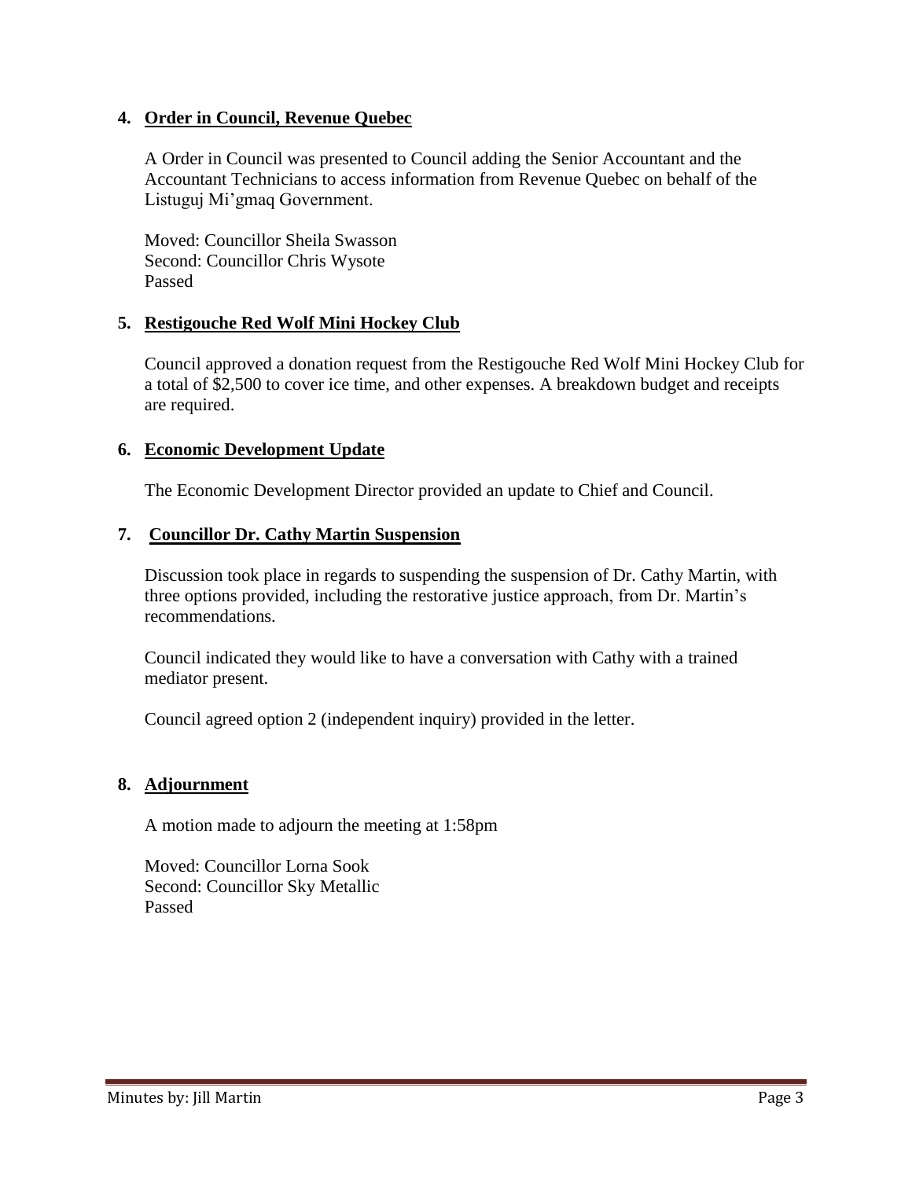4. **Order in Council, Revenue Quebec**

   A Order in Council was presented to Council adding the Senior Accountant and the Accountant Technicians to access information from Revenue Quebec on behalf of the Listuguj Mi'gmaq Government.

   Moved: Councillor Sheila Swasson
   Second: Councillor Chris Wysote
   Passed

5. **Restigouche Red Wolf Mini Hockey Club**

   Council approved a donation request from the Restigouche Red Wolf Mini Hockey Club for a total of $2,500 to cover ice time, and other expenses. A breakdown budget and receipts are required.

6. **Economic Development Update**

   The Economic Development Director provided an update to Chief and Council.

7. **Councillor Dr. Cathy Martin Suspension**

   Discussion took place in regards to suspending the suspension of Dr. Cathy Martin, with three options provided, including the restorative justice approach, from Dr. Martin's recommendations.

   Council indicated they would like to have a conversation with Cathy with a trained mediator present.

   Council agreed option 2 (independent inquiry) provided in the letter.

8. **Adjournment**

   A motion made to adjourn the meeting at 1:58pm

   Moved: Councillor Lorna Sook
   Second: Councillor Sky Metallic
   Passed

Minutes by: Jill Martin